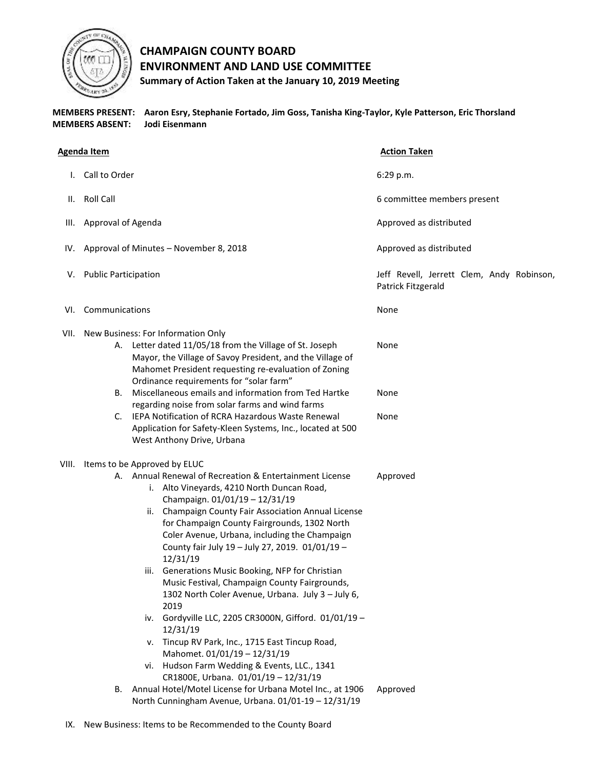# CHAMPAIGN COUNTY BOARD
# ENVIRONMENT AND LAND USE COMMITTEE

**Summary of Action Taken at the January 10, 2019 Meeting**

**MEMBERS PRESENT:** **Aaron Esry, Stephanie Fortado, Jim Goss, Tanisha King-Taylor, Kyle Patterson, Eric Thorsland**
**MEMBERS ABSENT:** **Jodi Eisenmann**

| Agenda Item | Action Taken |
|---|---|
| I. Call to Order | 6:29 p.m. |
| II. Roll Call | 6 committee members present |
| III. Approval of Agenda | Approved as distributed |
| IV. Approval of Minutes – November 8, 2018 | Approved as distributed |
| V. Public Participation | Jeff Revell, Jerrett Clem, Andy Robinson, Patrick Fitzgerald |
| VI. Communications | None |
| VII. New Business: For Information Only | |
| A. Letter dated 11/05/18 from the Village of St. Joseph Mayor, the Village of Savoy President, and the Village of Mahomet President requesting re-evaluation of Zoning Ordinance requirements for "solar farm" | None |
| B. Miscellaneous emails and information from Ted Hartke regarding noise from solar farms and wind farms | None |
| C. IEPA Notification of RCRA Hazardous Waste Renewal Application for Safety-Kleen Systems, Inc., located at 500 West Anthony Drive, Urbana | None |
| VIII. Items to be Approved by ELUC | |
| A. Annual Renewal of Recreation & Entertainment License<br>i. Alto Vineyards, 4210 North Duncan Road, Champaign. 01/01/19 – 12/31/19<br>ii. Champaign County Fair Association Annual License for Champaign County Fairgrounds, 1302 North Coler Avenue, Urbana, including the Champaign County fair July 19 – July 27, 2019. 01/01/19 – 12/31/19<br>iii. Generations Music Booking, NFP for Christian Music Festival, Champaign County Fairgrounds, 1302 North Coler Avenue, Urbana. July 3 – July 6, 2019<br>iv. Gordyville LLC, 2205 CR3000N, Gifford. 01/01/19 – 12/31/19<br>v. Tincup RV Park, Inc., 1715 East Tincup Road, Mahomet. 01/01/19 – 12/31/19<br>vi. Hudson Farm Wedding & Events, LLC., 1341 CR1800E, Urbana. 01/01/19 – 12/31/19 | Approved |
| B. Annual Hotel/Motel License for Urbana Motel Inc., at 1906 North Cunningham Avenue, Urbana. 01/01-19 – 12/31/19 | Approved |
| IX. New Business: Items to be Recommended to the County Board | |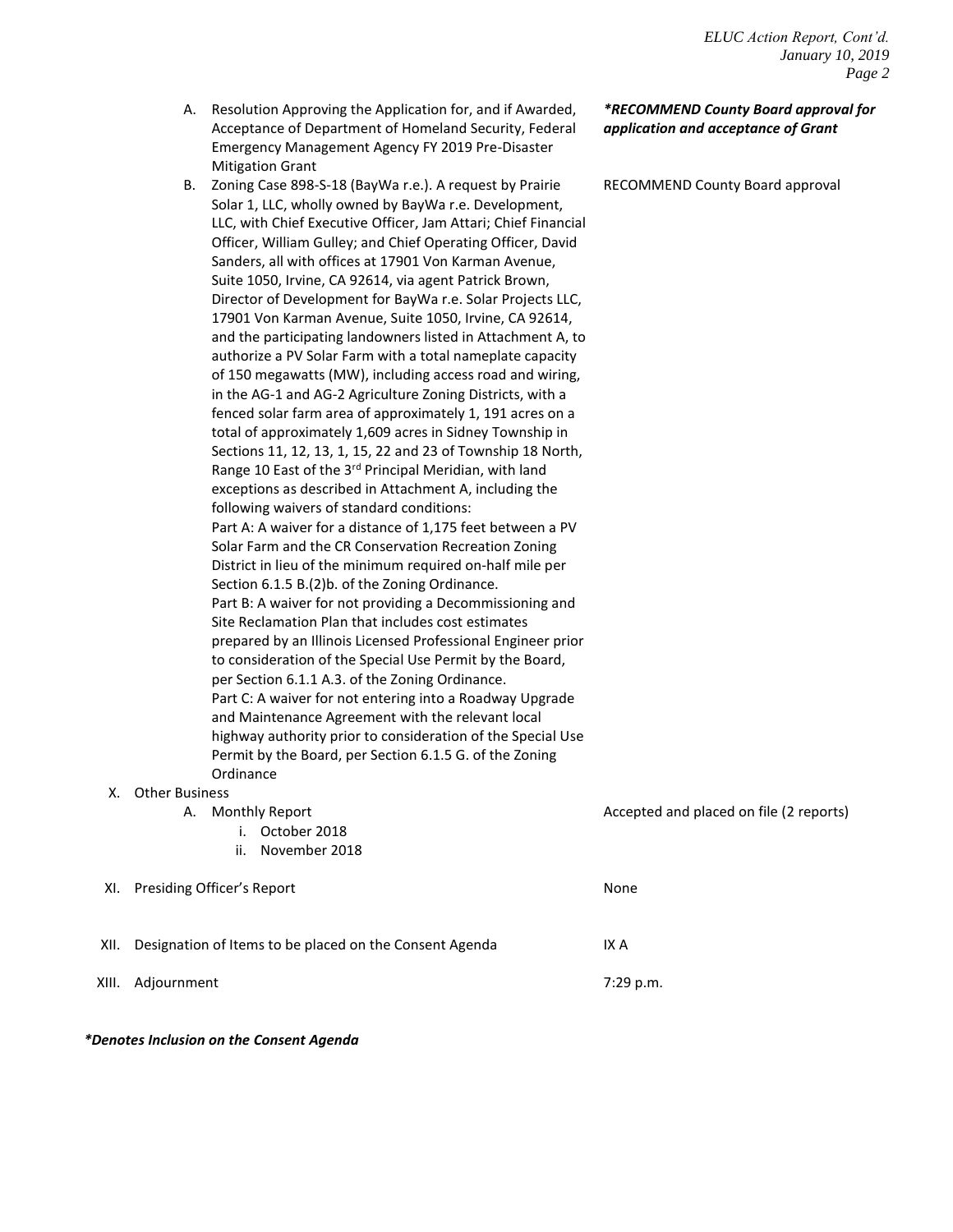| | | |
|---|---|---|
| | A. Resolution Approving the Application for, and if Awarded, Acceptance of Department of Homeland Security, Federal Emergency Management Agency FY 2019 Pre-Disaster Mitigation Grant | ***RECOMMEND County Board approval for application and acceptance of Grant*** |
| | B. Zoning Case 898-S-18 (BayWa r.e.). A request by Prairie Solar 1, LLC, wholly owned by BayWa r.e. Development, LLC, with Chief Executive Officer, Jam Attari; Chief Financial Officer, William Gulley; and Chief Operating Officer, David Sanders, all with offices at 17901 Von Karman Avenue, Suite 1050, Irvine, CA 92614, via agent Patrick Brown, Director of Development for BayWa r.e. Solar Projects LLC, 17901 Von Karman Avenue, Suite 1050, Irvine, CA 92614, and the participating landowners listed in Attachment A, to authorize a PV Solar Farm with a total nameplate capacity of 150 megawatts (MW), including access road and wiring, in the AG-1 and AG-2 Agriculture Zoning Districts, with a fenced solar farm area of approximately 1, 191 acres on a total of approximately 1,609 acres in Sidney Township in Sections 11, 12, 13, 1, 15, 22 and 23 of Township 18 North, Range 10 East of the 3rd Principal Meridian, with land exceptions as described in Attachment A, including the following waivers of standard conditions:<br>Part A: A waiver for a distance of 1,175 feet between a PV Solar Farm and the CR Conservation Recreation Zoning District in lieu of the minimum required on-half mile per Section 6.1.5 B.(2)b. of the Zoning Ordinance.<br>Part B: A waiver for not providing a Decommissioning and Site Reclamation Plan that includes cost estimates prepared by an Illinois Licensed Professional Engineer prior to consideration of the Special Use Permit by the Board, per Section 6.1.1 A.3. of the Zoning Ordinance.<br>Part C: A waiver for not entering into a Roadway Upgrade and Maintenance Agreement with the relevant local highway authority prior to consideration of the Special Use Permit by the Board, per Section 6.1.5 G. of the Zoning Ordinance | RECOMMEND County Board approval |
| X. | Other Business<br>A. Monthly Report<br>i. October 2018<br>ii. November 2018 | Accepted and placed on file (2 reports) |
| XI. | Presiding Officer's Report | None |
| XII. | Designation of Items to be placed on the Consent Agenda | IX A |
| XIII. | Adjournment | 7:29 p.m. |

***Denotes Inclusion on the Consent Agenda**